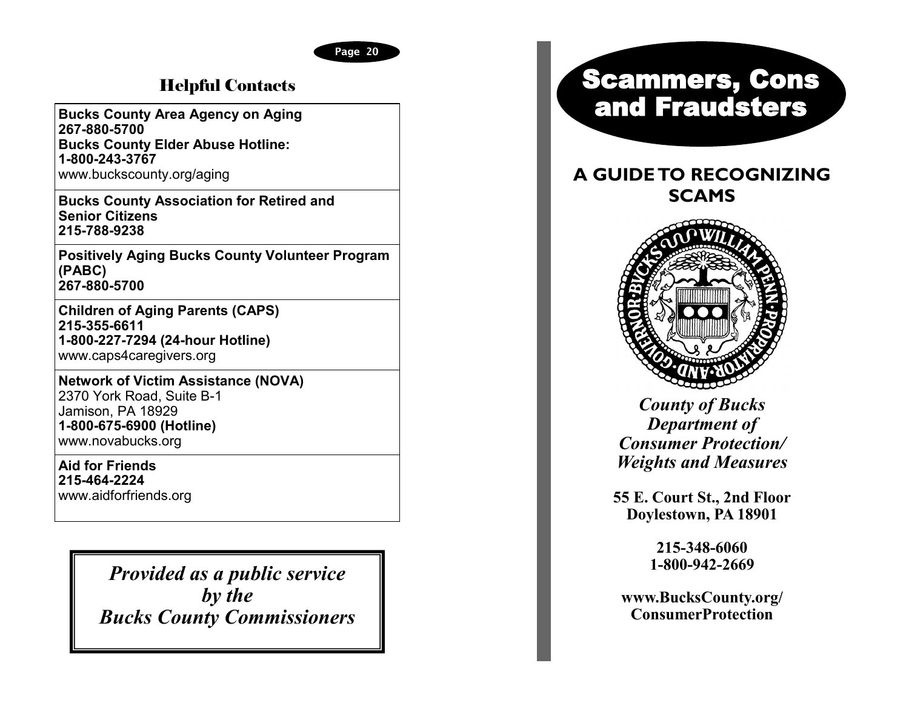## Helpful Contacts

**Bucks County Area Agency on Aging**
**267-880-5700**
**Bucks County Elder Abuse Hotline:**
**1-800-243-3767**
www.buckscounty.org/aging

**Bucks County Association for Retired and Senior Citizens**
**215-788-9238**

**Positively Aging Bucks County Volunteer Program (PABC)**
**267-880-5700**

**Children of Aging Parents (CAPS)**
**215-355-6611**
**1-800-227-7294 (24-hour Hotline)**
www.caps4caregivers.org

**Network of Victim Assistance (NOVA)**
2370 York Road, Suite B-1
Jamison, PA 18929
**1-800-675-6900 (Hotline)**
www.novabucks.org

**Aid for Friends**
**215-464-2224**
www.aidforfriends.org

***Provided as a public service by the Bucks County Commissioners***

# Scammers, Cons and Fraudsters

## A GUIDE TO RECOGNIZING SCAMS

GOVERNOR · BVCKS · WILLIAM PENN · PROPRIETOR · AND

***County of Bucks***
***Department of Consumer Protection/ Weights and Measures***

**55 E. Court St., 2nd Floor**
**Doylestown, PA 18901**

**215-348-6060**
**1-800-942-2669**

**www.BucksCounty.org/ ConsumerProtection**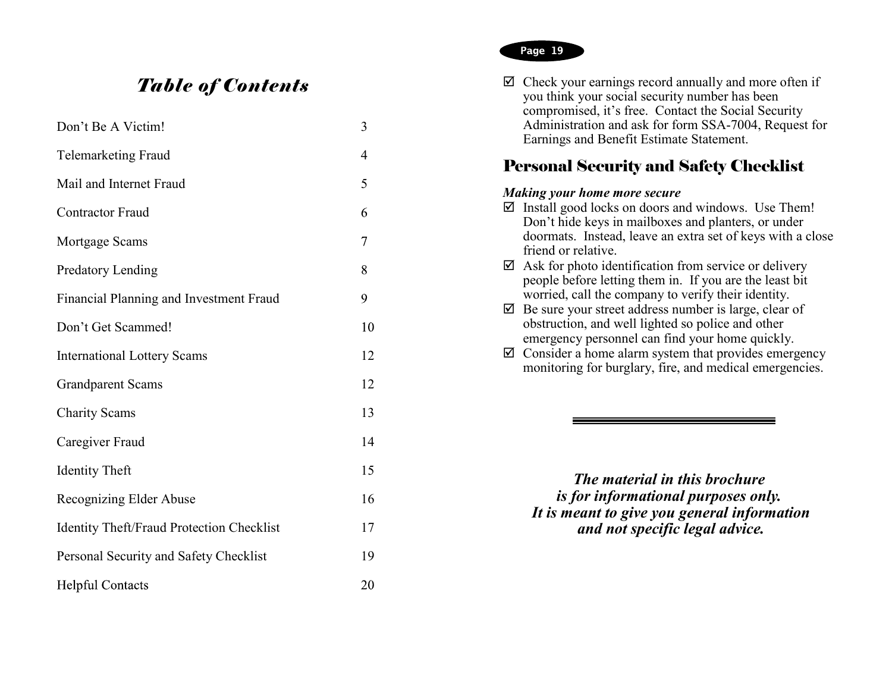# Table of Contents

| | |
|---|---|
| Don't Be A Victim! | 3 |
| Telemarketing Fraud | 4 |
| Mail and Internet Fraud | 5 |
| Contractor Fraud | 6 |
| Mortgage Scams | 7 |
| Predatory Lending | 8 |
| Financial Planning and Investment Fraud | 9 |
| Don't Get Scammed! | 10 |
| International Lottery Scams | 12 |
| Grandparent Scams | 12 |
| Charity Scams | 13 |
| Caregiver Fraud | 14 |
| Identity Theft | 15 |
| Recognizing Elder Abuse | 16 |
| Identity Theft/Fraud Protection Checklist | 17 |
| Personal Security and Safety Checklist | 19 |
| Helpful Contacts | 20 |

- ☑ Check your earnings record annually and more often if you think your social security number has been compromised, it's free. Contact the Social Security Administration and ask for form SSA-7004, Request for Earnings and Benefit Estimate Statement.

## Personal Security and Safety Checklist

***Making your home more secure***

- ☑ Install good locks on doors and windows. Use Them! Don't hide keys in mailboxes and planters, or under doormats. Instead, leave an extra set of keys with a close friend or relative.
- ☑ Ask for photo identification from service or delivery people before letting them in. If you are the least bit worried, call the company to verify their identity.
- ☑ Be sure your street address number is large, clear of obstruction, and well lighted so police and other emergency personnel can find your home quickly.
- ☑ Consider a home alarm system that provides emergency monitoring for burglary, fire, and medical emergencies.

***The material in this brochure is for informational purposes only. It is meant to give you general information and not specific legal advice.***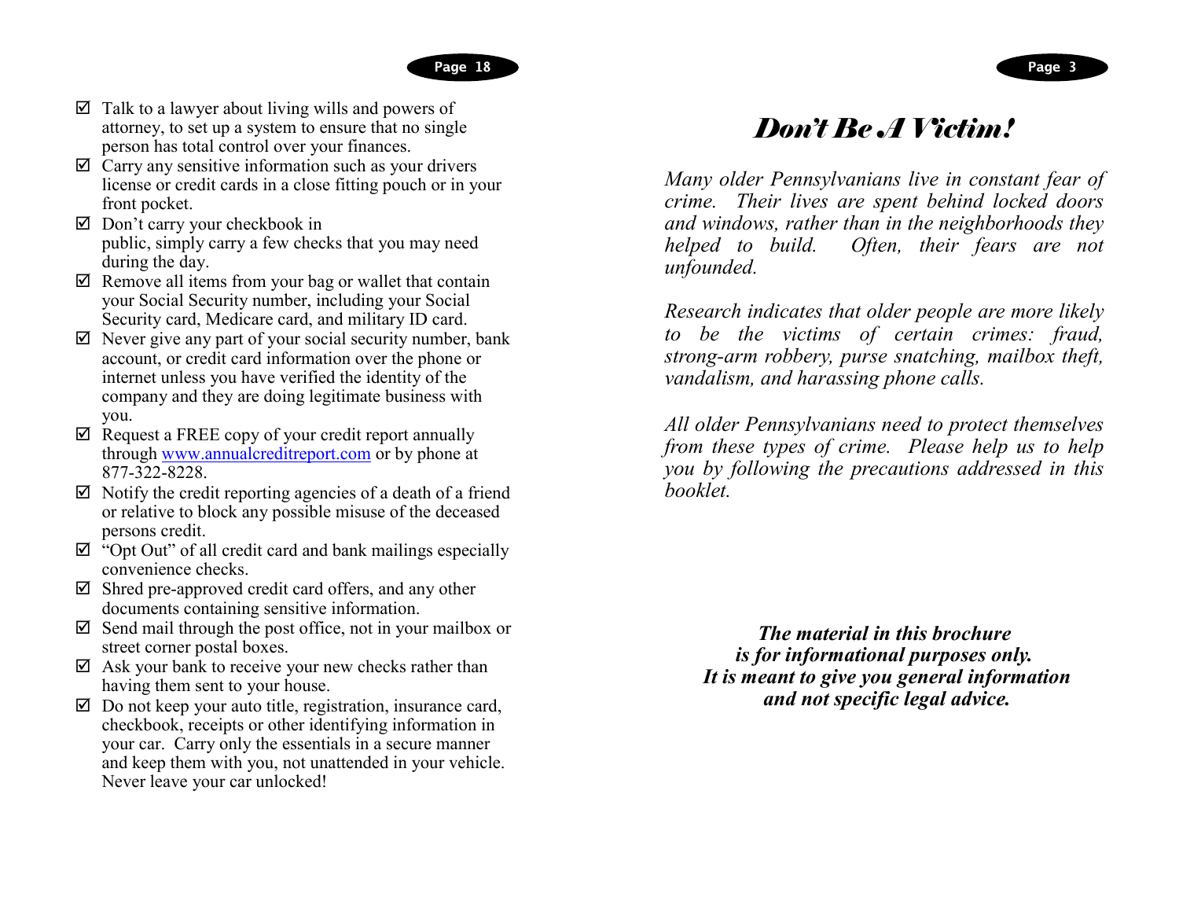- ☑ Talk to a lawyer about living wills and powers of attorney, to set up a system to ensure that no single person has total control over your finances.
- ☑ Carry any sensitive information such as your drivers license or credit cards in a close fitting pouch or in your front pocket.
- ☑ Don't carry your checkbook in public, simply carry a few checks that you may need during the day.
- ☑ Remove all items from your bag or wallet that contain your Social Security number, including your Social Security card, Medicare card, and military ID card.
- ☑ Never give any part of your social security number, bank account, or credit card information over the phone or internet unless you have verified the identity of the company and they are doing legitimate business with you.
- ☑ Request a FREE copy of your credit report annually through [www.annualcreditreport.com](http://www.annualcreditreport.com) or by phone at 877-322-8228.
- ☑ Notify the credit reporting agencies of a death of a friend or relative to block any possible misuse of the deceased persons credit.
- ☑ "Opt Out" of all credit card and bank mailings especially convenience checks.
- ☑ Shred pre-approved credit card offers, and any other documents containing sensitive information.
- ☑ Send mail through the post office, not in your mailbox or street corner postal boxes.
- ☑ Ask your bank to receive your new checks rather than having them sent to your house.
- ☑ Do not keep your auto title, registration, insurance card, checkbook, receipts or other identifying information in your car. Carry only the essentials in a secure manner and keep them with you, not unattended in your vehicle. Never leave your car unlocked!

# *Don't Be A Victim!*

*Many older Pennsylvanians live in constant fear of crime. Their lives are spent behind locked doors and windows, rather than in the neighborhoods they helped to build. Often, their fears are not unfounded.*

*Research indicates that older people are more likely to be the victims of certain crimes: fraud, strong-arm robbery, purse snatching, mailbox theft, vandalism, and harassing phone calls.*

*All older Pennsylvanians need to protect themselves from these types of crime. Please help us to help you by following the precautions addressed in this booklet.*

***The material in this brochure is for informational purposes only. It is meant to give you general information and not specific legal advice.***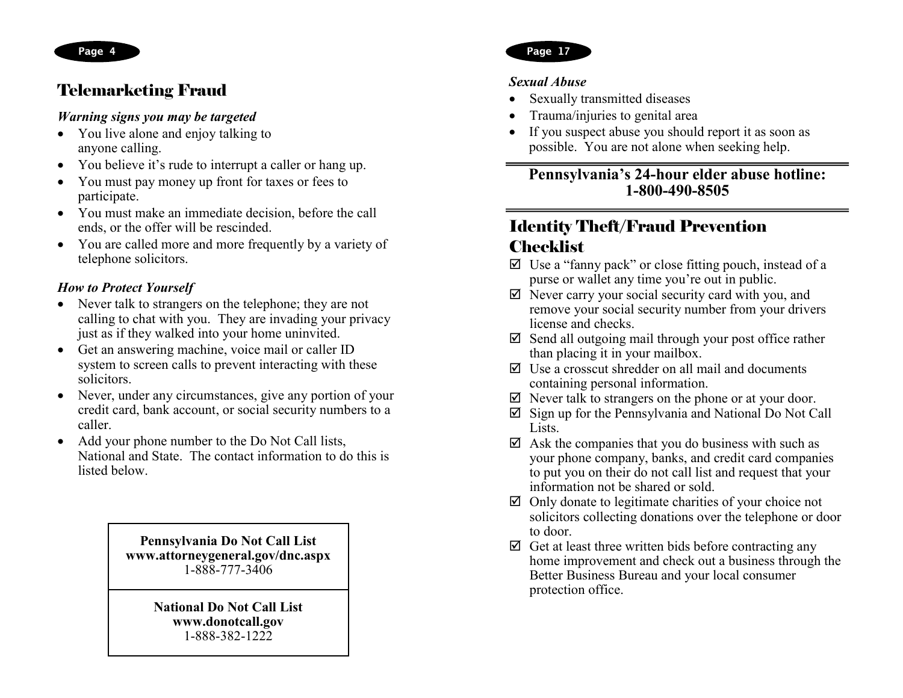## Telemarketing Fraud

*Warning signs you may be targeted*

- You live alone and enjoy talking to anyone calling.
- You believe it's rude to interrupt a caller or hang up.
- You must pay money up front for taxes or fees to participate.
- You must make an immediate decision, before the call ends, or the offer will be rescinded.
- You are called more and more frequently by a variety of telephone solicitors.

*How to Protect Yourself*

- Never talk to strangers on the telephone; they are not calling to chat with you. They are invading your privacy just as if they walked into your home uninvited.
- Get an answering machine, voice mail or caller ID system to screen calls to prevent interacting with these solicitors.
- Never, under any circumstances, give any portion of your credit card, bank account, or social security numbers to a caller.
- Add your phone number to the Do Not Call lists, National and State. The contact information to do this is listed below.

**Pennsylvania Do Not Call List**
**www.attorneygeneral.gov/dnc.aspx**
1-888-777-3406

**National Do Not Call List**
**www.donotcall.gov**
1-888-382-1222

*Sexual Abuse*

- Sexually transmitted diseases
- Trauma/injuries to genital area
- If you suspect abuse you should report it as soon as possible. You are not alone when seeking help.

**Pennsylvania's 24-hour elder abuse hotline: 1-800-490-8505**

## Identity Theft/Fraud Prevention Checklist

- ☑ Use a "fanny pack" or close fitting pouch, instead of a purse or wallet any time you're out in public.
- ☑ Never carry your social security card with you, and remove your social security number from your drivers license and checks.
- ☑ Send all outgoing mail through your post office rather than placing it in your mailbox.
- ☑ Use a crosscut shredder on all mail and documents containing personal information.
- ☑ Never talk to strangers on the phone or at your door.
- ☑ Sign up for the Pennsylvania and National Do Not Call Lists.
- ☑ Ask the companies that you do business with such as your phone company, banks, and credit card companies to put you on their do not call list and request that your information not be shared or sold.
- ☑ Only donate to legitimate charities of your choice not solicitors collecting donations over the telephone or door to door.
- ☑ Get at least three written bids before contracting any home improvement and check out a business through the Better Business Bureau and your local consumer protection office.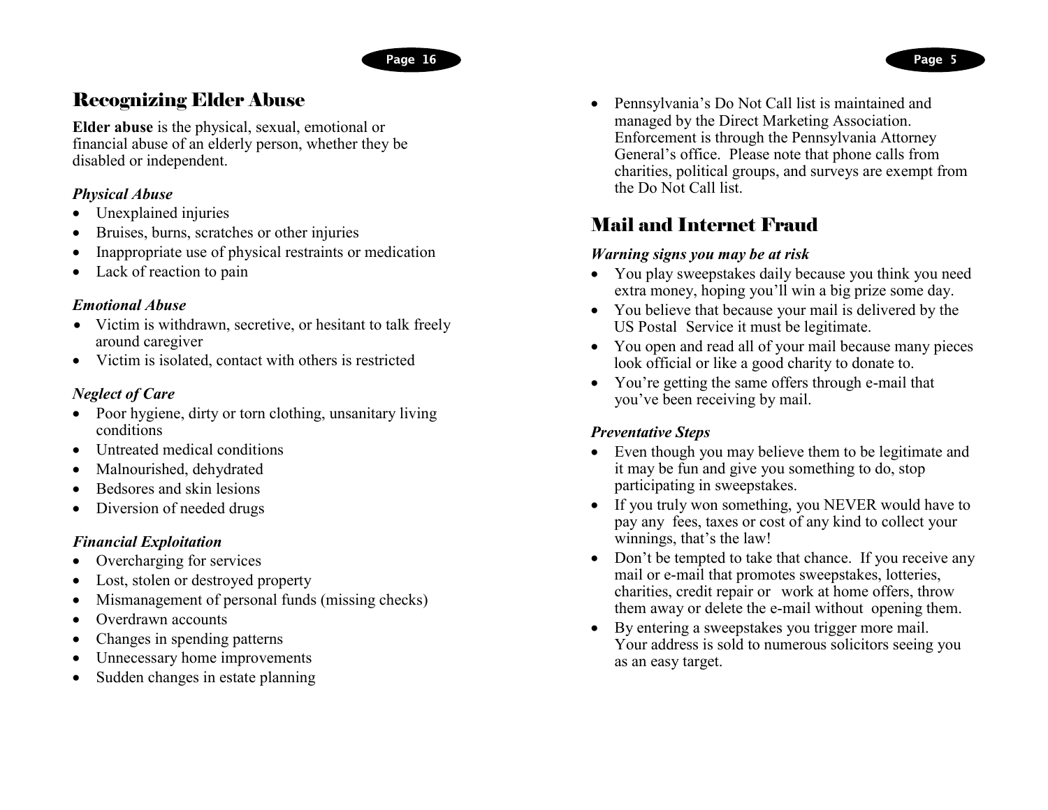## Recognizing Elder Abuse

**Elder abuse** is the physical, sexual, emotional or financial abuse of an elderly person, whether they be disabled or independent.

***Physical Abuse***

- Unexplained injuries
- Bruises, burns, scratches or other injuries
- Inappropriate use of physical restraints or medication
- Lack of reaction to pain

***Emotional Abuse***

- Victim is withdrawn, secretive, or hesitant to talk freely around caregiver
- Victim is isolated, contact with others is restricted

***Neglect of Care***

- Poor hygiene, dirty or torn clothing, unsanitary living conditions
- Untreated medical conditions
- Malnourished, dehydrated
- Bedsores and skin lesions
- Diversion of needed drugs

***Financial Exploitation***

- Overcharging for services
- Lost, stolen or destroyed property
- Mismanagement of personal funds (missing checks)
- Overdrawn accounts
- Changes in spending patterns
- Unnecessary home improvements
- Sudden changes in estate planning

- Pennsylvania's Do Not Call list is maintained and managed by the Direct Marketing Association. Enforcement is through the Pennsylvania Attorney General's office. Please note that phone calls from charities, political groups, and surveys are exempt from the Do Not Call list.

## Mail and Internet Fraud

***Warning signs you may be at risk***

- You play sweepstakes daily because you think you need extra money, hoping you'll win a big prize some day.
- You believe that because your mail is delivered by the US Postal Service it must be legitimate.
- You open and read all of your mail because many pieces look official or like a good charity to donate to.
- You're getting the same offers through e-mail that you've been receiving by mail.

***Preventative Steps***

- Even though you may believe them to be legitimate and it may be fun and give you something to do, stop participating in sweepstakes.
- If you truly won something, you NEVER would have to pay any fees, taxes or cost of any kind to collect your winnings, that's the law!
- Don't be tempted to take that chance. If you receive any mail or e-mail that promotes sweepstakes, lotteries, charities, credit repair or work at home offers, throw them away or delete the e-mail without opening them.
- By entering a sweepstakes you trigger more mail. Your address is sold to numerous solicitors seeing you as an easy target.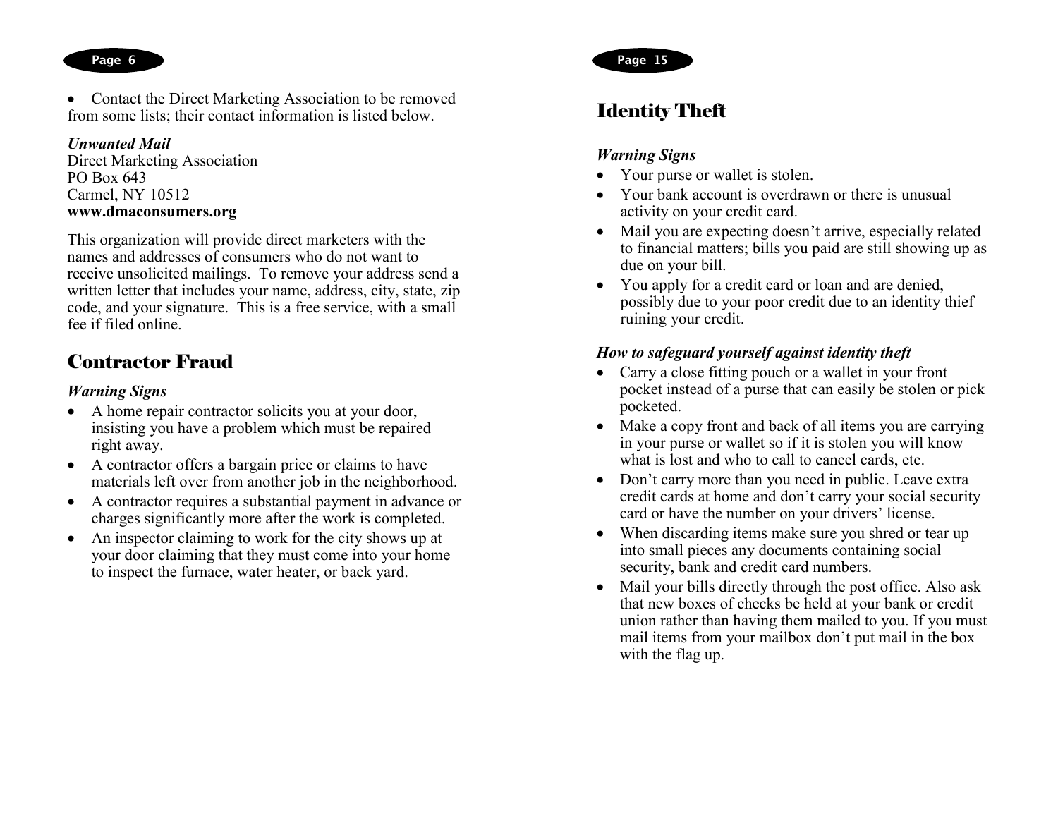- Contact the Direct Marketing Association to be removed from some lists; their contact information is listed below.

***Unwanted Mail***
Direct Marketing Association
PO Box 643
Carmel, NY 10512
**www.dmaconsumers.org**

This organization will provide direct marketers with the names and addresses of consumers who do not want to receive unsolicited mailings. To remove your address send a written letter that includes your name, address, city, state, zip code, and your signature. This is a free service, with a small fee if filed online.

## Contractor Fraud

***Warning Signs***

- A home repair contractor solicits you at your door, insisting you have a problem which must be repaired right away.
- A contractor offers a bargain price or claims to have materials left over from another job in the neighborhood.
- A contractor requires a substantial payment in advance or charges significantly more after the work is completed.
- An inspector claiming to work for the city shows up at your door claiming that they must come into your home to inspect the furnace, water heater, or back yard.

## Identity Theft

***Warning Signs***

- Your purse or wallet is stolen.
- Your bank account is overdrawn or there is unusual activity on your credit card.
- Mail you are expecting doesn't arrive, especially related to financial matters; bills you paid are still showing up as due on your bill.
- You apply for a credit card or loan and are denied, possibly due to your poor credit due to an identity thief ruining your credit.

***How to safeguard yourself against identity theft***

- Carry a close fitting pouch or a wallet in your front pocket instead of a purse that can easily be stolen or pick pocketed.
- Make a copy front and back of all items you are carrying in your purse or wallet so if it is stolen you will know what is lost and who to call to cancel cards, etc.
- Don't carry more than you need in public. Leave extra credit cards at home and don't carry your social security card or have the number on your drivers' license.
- When discarding items make sure you shred or tear up into small pieces any documents containing social security, bank and credit card numbers.
- Mail your bills directly through the post office. Also ask that new boxes of checks be held at your bank or credit union rather than having them mailed to you. If you must mail items from your mailbox don't put mail in the box with the flag up.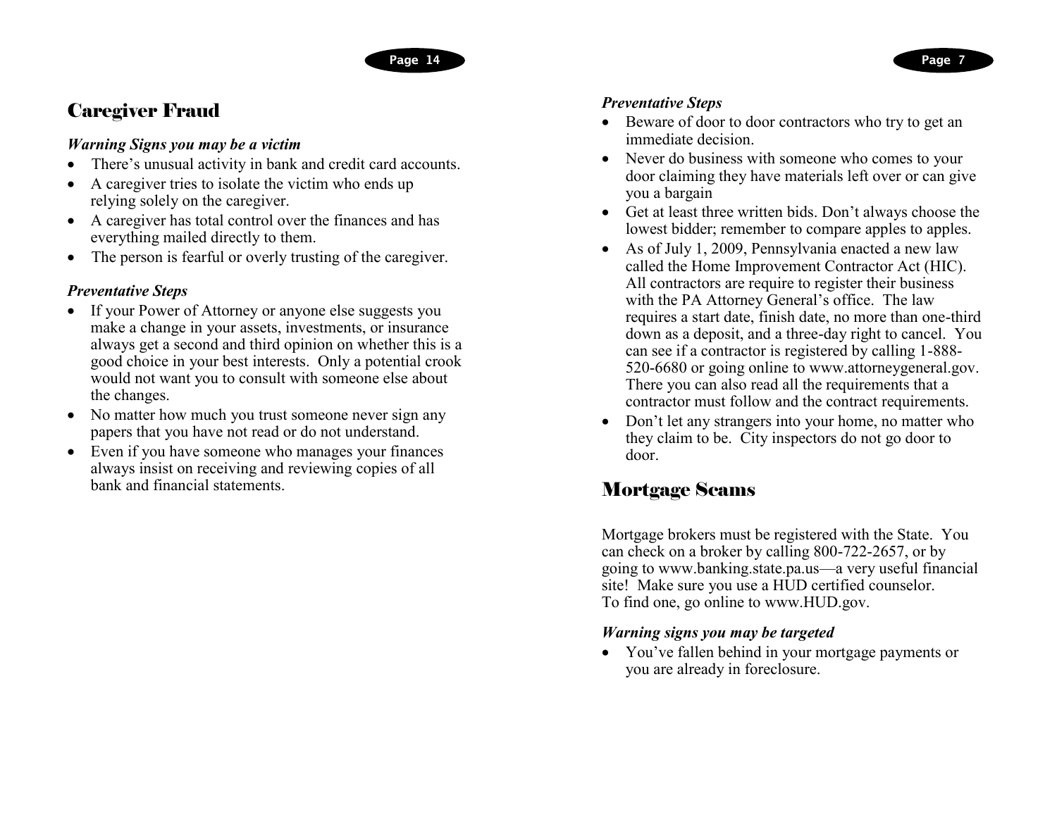## Caregiver Fraud

*Warning Signs you may be a victim*

- There's unusual activity in bank and credit card accounts.
- A caregiver tries to isolate the victim who ends up relying solely on the caregiver.
- A caregiver has total control over the finances and has everything mailed directly to them.
- The person is fearful or overly trusting of the caregiver.

*Preventative Steps*

- If your Power of Attorney or anyone else suggests you make a change in your assets, investments, or insurance always get a second and third opinion on whether this is a good choice in your best interests. Only a potential crook would not want you to consult with someone else about the changes.
- No matter how much you trust someone never sign any papers that you have not read or do not understand.
- Even if you have someone who manages your finances always insist on receiving and reviewing copies of all bank and financial statements.

*Preventative Steps*

- Beware of door to door contractors who try to get an immediate decision.
- Never do business with someone who comes to your door claiming they have materials left over or can give you a bargain
- Get at least three written bids. Don't always choose the lowest bidder; remember to compare apples to apples.
- As of July 1, 2009, Pennsylvania enacted a new law called the Home Improvement Contractor Act (HIC). All contractors are require to register their business with the PA Attorney General's office. The law requires a start date, finish date, no more than one-third down as a deposit, and a three-day right to cancel. You can see if a contractor is registered by calling 1-888-520-6680 or going online to www.attorneygeneral.gov. There you can also read all the requirements that a contractor must follow and the contract requirements.
- Don't let any strangers into your home, no matter who they claim to be. City inspectors do not go door to door.

## Mortgage Scams

Mortgage brokers must be registered with the State. You can check on a broker by calling 800-722-2657, or by going to www.banking.state.pa.us—a very useful financial site! Make sure you use a HUD certified counselor.
To find one, go online to www.HUD.gov.

*Warning signs you may be targeted*

- You've fallen behind in your mortgage payments or you are already in foreclosure.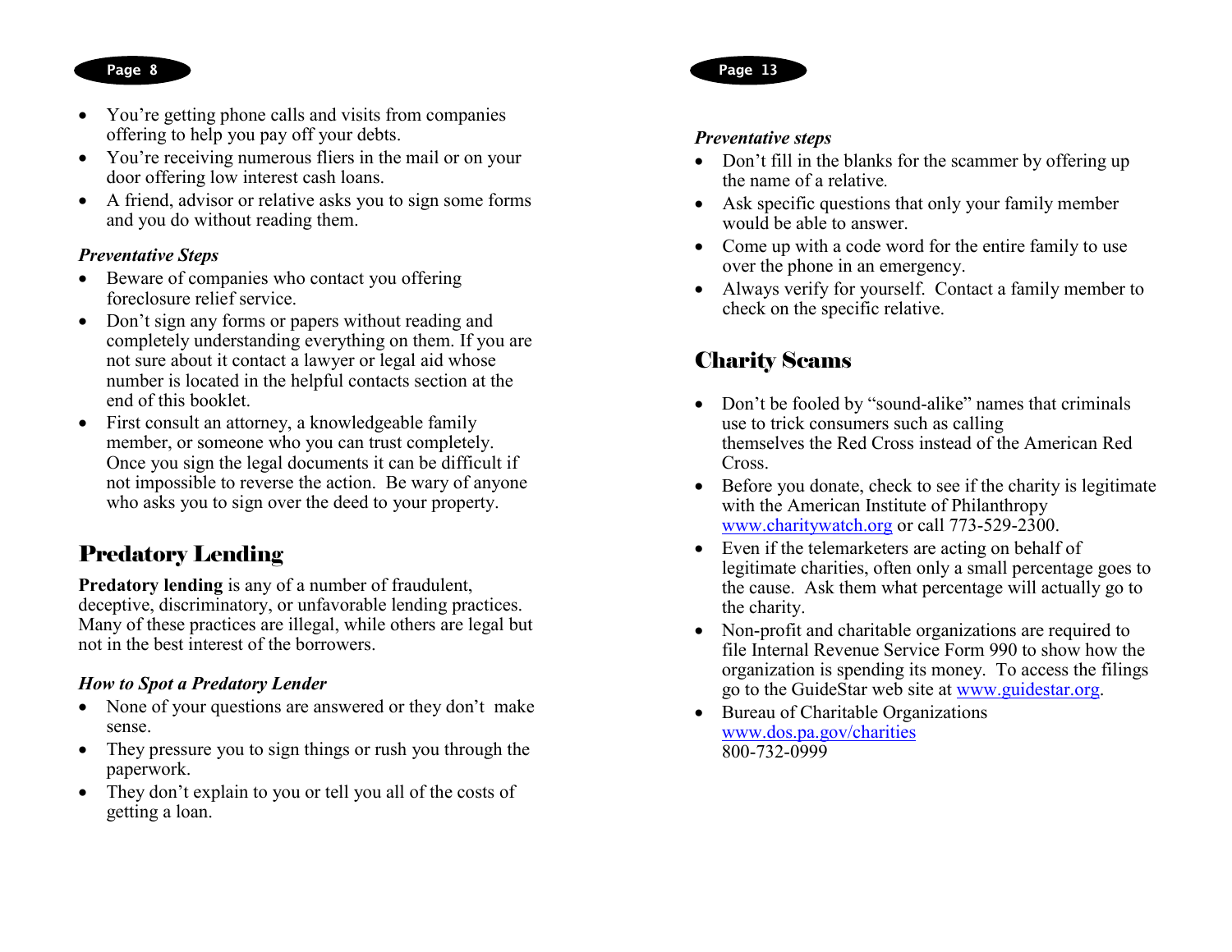- You're getting phone calls and visits from companies offering to help you pay off your debts.
- You're receiving numerous fliers in the mail or on your door offering low interest cash loans.
- A friend, advisor or relative asks you to sign some forms and you do without reading them.

***Preventative Steps***

- Beware of companies who contact you offering foreclosure relief service.
- Don't sign any forms or papers without reading and completely understanding everything on them. If you are not sure about it contact a lawyer or legal aid whose number is located in the helpful contacts section at the end of this booklet.
- First consult an attorney, a knowledgeable family member, or someone who you can trust completely. Once you sign the legal documents it can be difficult if not impossible to reverse the action. Be wary of anyone who asks you to sign over the deed to your property.

## Predatory Lending

**Predatory lending** is any of a number of fraudulent, deceptive, discriminatory, or unfavorable lending practices. Many of these practices are illegal, while others are legal but not in the best interest of the borrowers.

***How to Spot a Predatory Lender***

- None of your questions are answered or they don't make sense.
- They pressure you to sign things or rush you through the paperwork.
- They don't explain to you or tell you all of the costs of getting a loan.

***Preventative steps***

- Don't fill in the blanks for the scammer by offering up the name of a relative.
- Ask specific questions that only your family member would be able to answer.
- Come up with a code word for the entire family to use over the phone in an emergency.
- Always verify for yourself. Contact a family member to check on the specific relative.

## Charity Scams

- Don't be fooled by "sound-alike" names that criminals use to trick consumers such as calling themselves the Red Cross instead of the American Red Cross.
- Before you donate, check to see if the charity is legitimate with the American Institute of Philanthropy www.charitywatch.org or call 773-529-2300.
- Even if the telemarketers are acting on behalf of legitimate charities, often only a small percentage goes to the cause. Ask them what percentage will actually go to the charity.
- Non-profit and charitable organizations are required to file Internal Revenue Service Form 990 to show how the organization is spending its money. To access the filings go to the GuideStar web site at www.guidestar.org.
- Bureau of Charitable Organizations
  www.dos.pa.gov/charities
  800-732-0999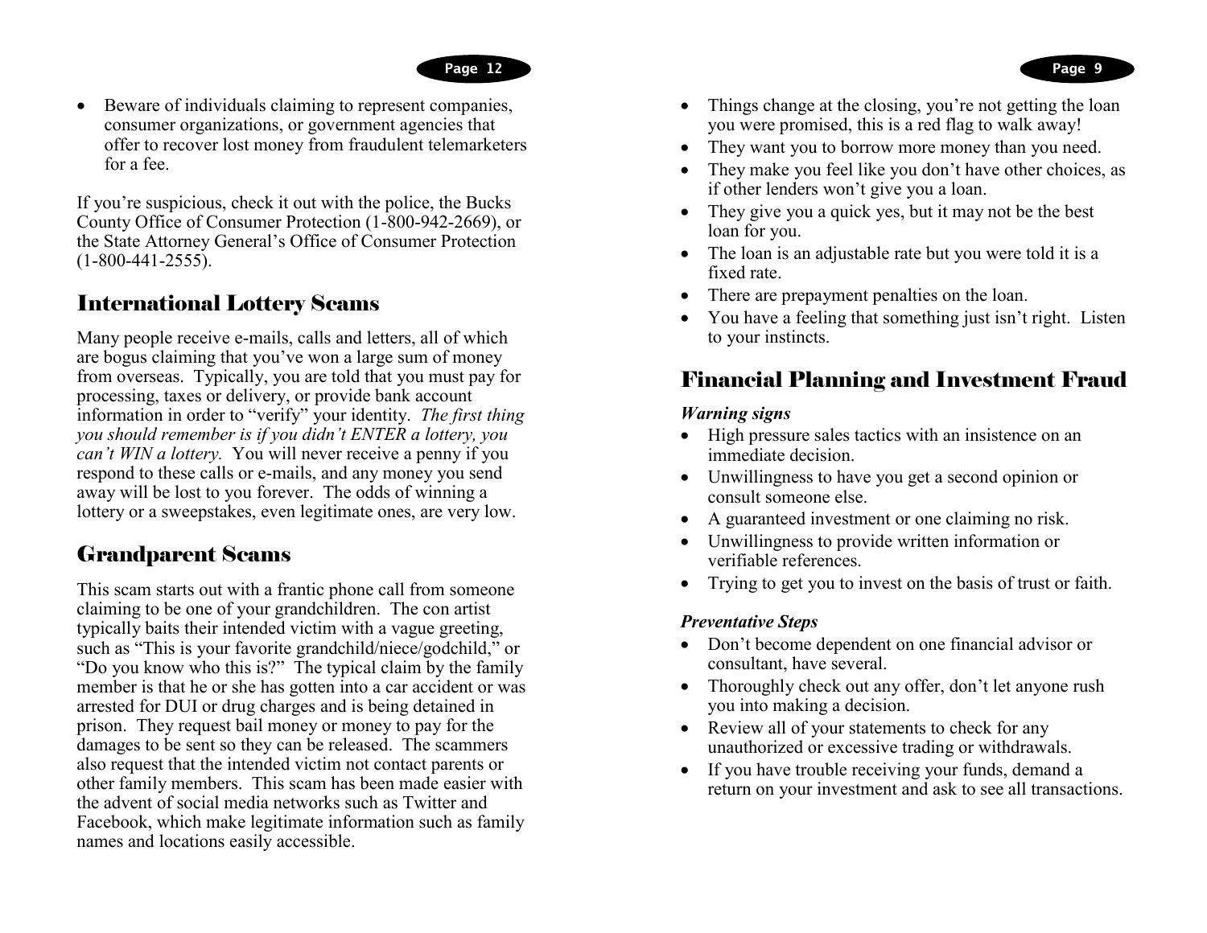- Beware of individuals claiming to represent companies, consumer organizations, or government agencies that offer to recover lost money from fraudulent telemarketers for a fee.

If you're suspicious, check it out with the police, the Bucks County Office of Consumer Protection (1-800-942-2669), or the State Attorney General's Office of Consumer Protection (1-800-441-2555).

## International Lottery Scams

Many people receive e-mails, calls and letters, all of which are bogus claiming that you've won a large sum of money from overseas. Typically, you are told that you must pay for processing, taxes or delivery, or provide bank account information in order to "verify" your identity. *The first thing you should remember is if you didn't ENTER a lottery, you can't WIN a lottery.* You will never receive a penny if you respond to these calls or e-mails, and any money you send away will be lost to you forever. The odds of winning a lottery or a sweepstakes, even legitimate ones, are very low.

## Grandparent Scams

This scam starts out with a frantic phone call from someone claiming to be one of your grandchildren. The con artist typically baits their intended victim with a vague greeting, such as "This is your favorite grandchild/niece/godchild," or "Do you know who this is?" The typical claim by the family member is that he or she has gotten into a car accident or was arrested for DUI or drug charges and is being detained in prison. They request bail money or money to pay for the damages to be sent so they can be released. The scammers also request that the intended victim not contact parents or other family members. This scam has been made easier with the advent of social media networks such as Twitter and Facebook, which make legitimate information such as family names and locations easily accessible.

- Things change at the closing, you're not getting the loan you were promised, this is a red flag to walk away!
- They want you to borrow more money than you need.
- They make you feel like you don't have other choices, as if other lenders won't give you a loan.
- They give you a quick yes, but it may not be the best loan for you.
- The loan is an adjustable rate but you were told it is a fixed rate.
- There are prepayment penalties on the loan.
- You have a feeling that something just isn't right. Listen to your instincts.

## Financial Planning and Investment Fraud

***Warning signs***

- High pressure sales tactics with an insistence on an immediate decision.
- Unwillingness to have you get a second opinion or consult someone else.
- A guaranteed investment or one claiming no risk.
- Unwillingness to provide written information or verifiable references.
- Trying to get you to invest on the basis of trust or faith.

***Preventative Steps***

- Don't become dependent on one financial advisor or consultant, have several.
- Thoroughly check out any offer, don't let anyone rush you into making a decision.
- Review all of your statements to check for any unauthorized or excessive trading or withdrawals.
- If you have trouble receiving your funds, demand a return on your investment and ask to see all transactions.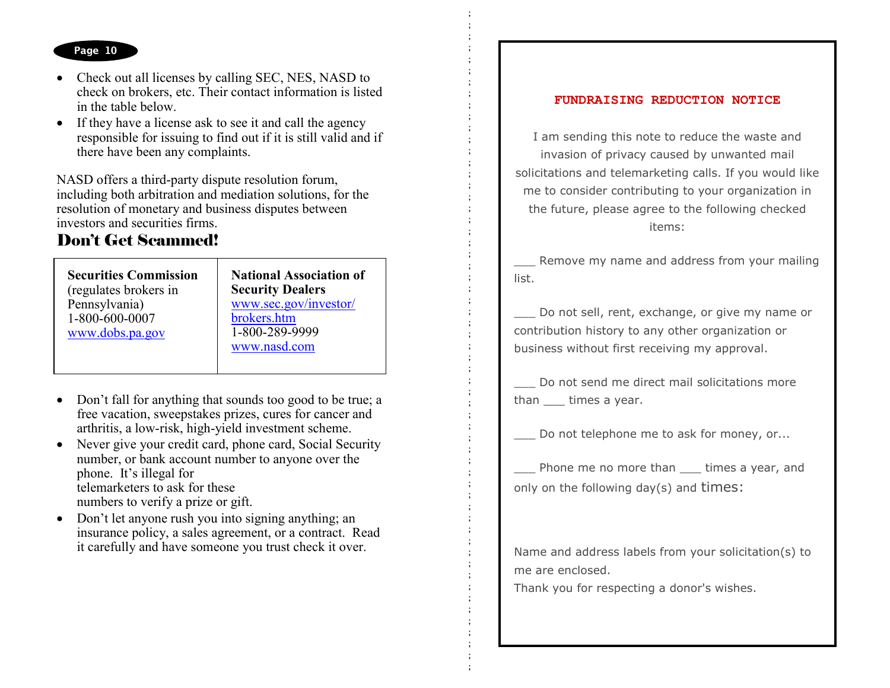- Check out all licenses by calling SEC, NES, NASD to check on brokers, etc. Their contact information is listed in the table below.
- If they have a license ask to see it and call the agency responsible for issuing to find out if it is still valid and if there have been any complaints.

NASD offers a third-party dispute resolution forum, including both arbitration and mediation solutions, for the resolution of monetary and business disputes between investors and securities firms.

## Don't Get Scammed!

| | |
|---|---|
| **Securities Commission** (regulates brokers in Pennsylvania) 1-800-600-0007 www.dobs.pa.gov | **National Association of Security Dealers** www.sec.gov/investor/brokers.htm 1-800-289-9999 www.nasd.com |

- Don't fall for anything that sounds too good to be true; a free vacation, sweepstakes prizes, cures for cancer and arthritis, a low-risk, high-yield investment scheme.
- Never give your credit card, phone card, Social Security number, or bank account number to anyone over the phone. It's illegal for telemarketers to ask for these numbers to verify a prize or gift.
- Don't let anyone rush you into signing anything; an insurance policy, a sales agreement, or a contract. Read it carefully and have someone you trust check it over.

## FUNDRAISING REDUCTION NOTICE

I am sending this note to reduce the waste and invasion of privacy caused by unwanted mail solicitations and telemarketing calls. If you would like me to consider contributing to your organization in the future, please agree to the following checked items:

___ Remove my name and address from your mailing list.

___ Do not sell, rent, exchange, or give my name or contribution history to any other organization or business without first receiving my approval.

___ Do not send me direct mail solicitations more than ___ times a year.

___ Do not telephone me to ask for money, or...

___ Phone me no more than ___ times a year, and only on the following day(s) and times:

Name and address labels from your solicitation(s) to me are enclosed.

Thank you for respecting a donor's wishes.